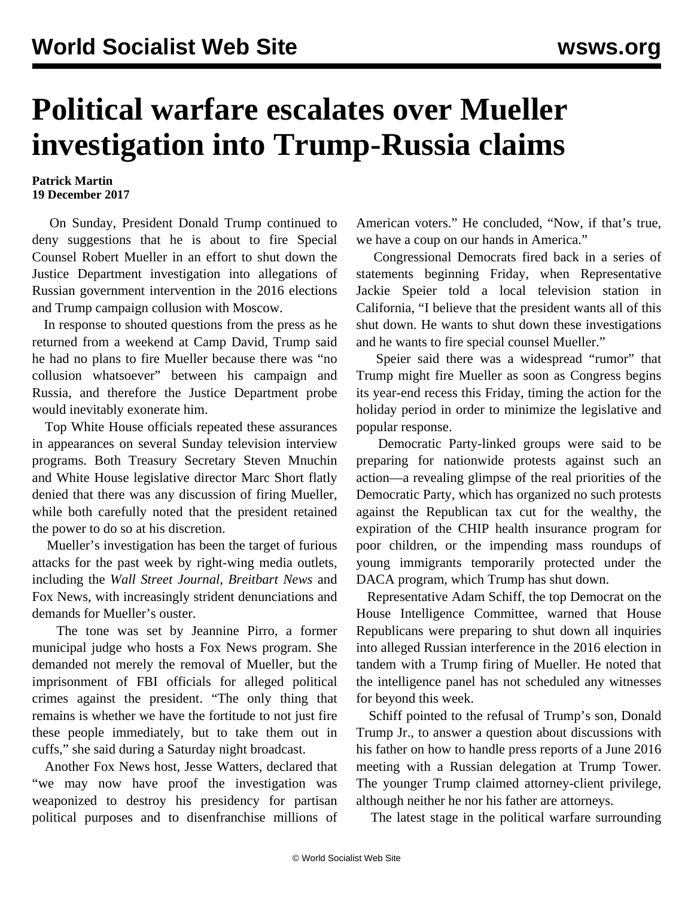# Political warfare escalates over Mueller investigation into Trump-Russia claims

**Patrick Martin**
**19 December 2017**

On Sunday, President Donald Trump continued to deny suggestions that he is about to fire Special Counsel Robert Mueller in an effort to shut down the Justice Department investigation into allegations of Russian government intervention in the 2016 elections and Trump campaign collusion with Moscow.

In response to shouted questions from the press as he returned from a weekend at Camp David, Trump said he had no plans to fire Mueller because there was "no collusion whatsoever" between his campaign and Russia, and therefore the Justice Department probe would inevitably exonerate him.

Top White House officials repeated these assurances in appearances on several Sunday television interview programs. Both Treasury Secretary Steven Mnuchin and White House legislative director Marc Short flatly denied that there was any discussion of firing Mueller, while both carefully noted that the president retained the power to do so at his discretion.

Mueller's investigation has been the target of furious attacks for the past week by right-wing media outlets, including the *Wall Street Journal*, *Breitbart News* and Fox News, with increasingly strident denunciations and demands for Mueller's ouster.

The tone was set by Jeannine Pirro, a former municipal judge who hosts a Fox News program. She demanded not merely the removal of Mueller, but the imprisonment of FBI officials for alleged political crimes against the president. "The only thing that remains is whether we have the fortitude to not just fire these people immediately, but to take them out in cuffs," she said during a Saturday night broadcast.

Another Fox News host, Jesse Watters, declared that "we may now have proof the investigation was weaponized to destroy his presidency for partisan political purposes and to disenfranchise millions of American voters." He concluded, "Now, if that's true, we have a coup on our hands in America."

Congressional Democrats fired back in a series of statements beginning Friday, when Representative Jackie Speier told a local television station in California, "I believe that the president wants all of this shut down. He wants to shut down these investigations and he wants to fire special counsel Mueller."

Speier said there was a widespread "rumor" that Trump might fire Mueller as soon as Congress begins its year-end recess this Friday, timing the action for the holiday period in order to minimize the legislative and popular response.

Democratic Party-linked groups were said to be preparing for nationwide protests against such an action—a revealing glimpse of the real priorities of the Democratic Party, which has organized no such protests against the Republican tax cut for the wealthy, the expiration of the CHIP health insurance program for poor children, or the impending mass roundups of young immigrants temporarily protected under the DACA program, which Trump has shut down.

Representative Adam Schiff, the top Democrat on the House Intelligence Committee, warned that House Republicans were preparing to shut down all inquiries into alleged Russian interference in the 2016 election in tandem with a Trump firing of Mueller. He noted that the intelligence panel has not scheduled any witnesses for beyond this week.

Schiff pointed to the refusal of Trump's son, Donald Trump Jr., to answer a question about discussions with his father on how to handle press reports of a June 2016 meeting with a Russian delegation at Trump Tower. The younger Trump claimed attorney-client privilege, although neither he nor his father are attorneys.

The latest stage in the political warfare surrounding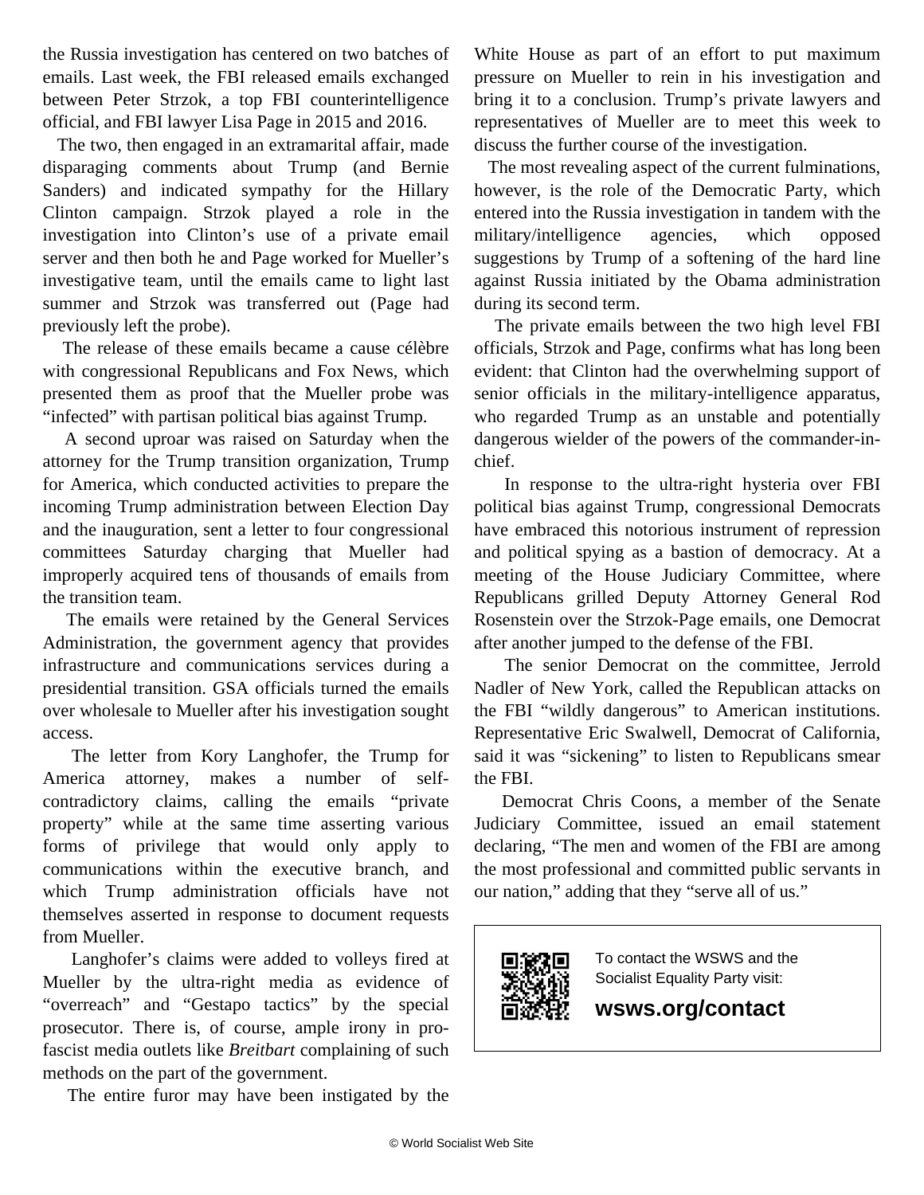the Russia investigation has centered on two batches of emails. Last week, the FBI released emails exchanged between Peter Strzok, a top FBI counterintelligence official, and FBI lawyer Lisa Page in 2015 and 2016.

The two, then engaged in an extramarital affair, made disparaging comments about Trump (and Bernie Sanders) and indicated sympathy for the Hillary Clinton campaign. Strzok played a role in the investigation into Clinton's use of a private email server and then both he and Page worked for Mueller's investigative team, until the emails came to light last summer and Strzok was transferred out (Page had previously left the probe).

The release of these emails became a cause célèbre with congressional Republicans and Fox News, which presented them as proof that the Mueller probe was "infected" with partisan political bias against Trump.

A second uproar was raised on Saturday when the attorney for the Trump transition organization, Trump for America, which conducted activities to prepare the incoming Trump administration between Election Day and the inauguration, sent a letter to four congressional committees Saturday charging that Mueller had improperly acquired tens of thousands of emails from the transition team.

The emails were retained by the General Services Administration, the government agency that provides infrastructure and communications services during a presidential transition. GSA officials turned the emails over wholesale to Mueller after his investigation sought access.

The letter from Kory Langhofer, the Trump for America attorney, makes a number of self-contradictory claims, calling the emails "private property" while at the same time asserting various forms of privilege that would only apply to communications within the executive branch, and which Trump administration officials have not themselves asserted in response to document requests from Mueller.

Langhofer's claims were added to volleys fired at Mueller by the ultra-right media as evidence of "overreach" and "Gestapo tactics" by the special prosecutor. There is, of course, ample irony in pro-fascist media outlets like *Breitbart* complaining of such methods on the part of the government.

The entire furor may have been instigated by the White House as part of an effort to put maximum pressure on Mueller to rein in his investigation and bring it to a conclusion. Trump's private lawyers and representatives of Mueller are to meet this week to discuss the further course of the investigation.

The most revealing aspect of the current fulminations, however, is the role of the Democratic Party, which entered into the Russia investigation in tandem with the military/intelligence agencies, which opposed suggestions by Trump of a softening of the hard line against Russia initiated by the Obama administration during its second term.

The private emails between the two high level FBI officials, Strzok and Page, confirms what has long been evident: that Clinton had the overwhelming support of senior officials in the military-intelligence apparatus, who regarded Trump as an unstable and potentially dangerous wielder of the powers of the commander-in-chief.

In response to the ultra-right hysteria over FBI political bias against Trump, congressional Democrats have embraced this notorious instrument of repression and political spying as a bastion of democracy. At a meeting of the House Judiciary Committee, where Republicans grilled Deputy Attorney General Rod Rosenstein over the Strzok-Page emails, one Democrat after another jumped to the defense of the FBI.

The senior Democrat on the committee, Jerrold Nadler of New York, called the Republican attacks on the FBI "wildly dangerous" to American institutions. Representative Eric Swalwell, Democrat of California, said it was "sickening" to listen to Republicans smear the FBI.

Democrat Chris Coons, a member of the Senate Judiciary Committee, issued an email statement declaring, "The men and women of the FBI are among the most professional and committed public servants in our nation," adding that they "serve all of us."

To contact the WSWS and the Socialist Equality Party visit:

**wsws.org/contact**